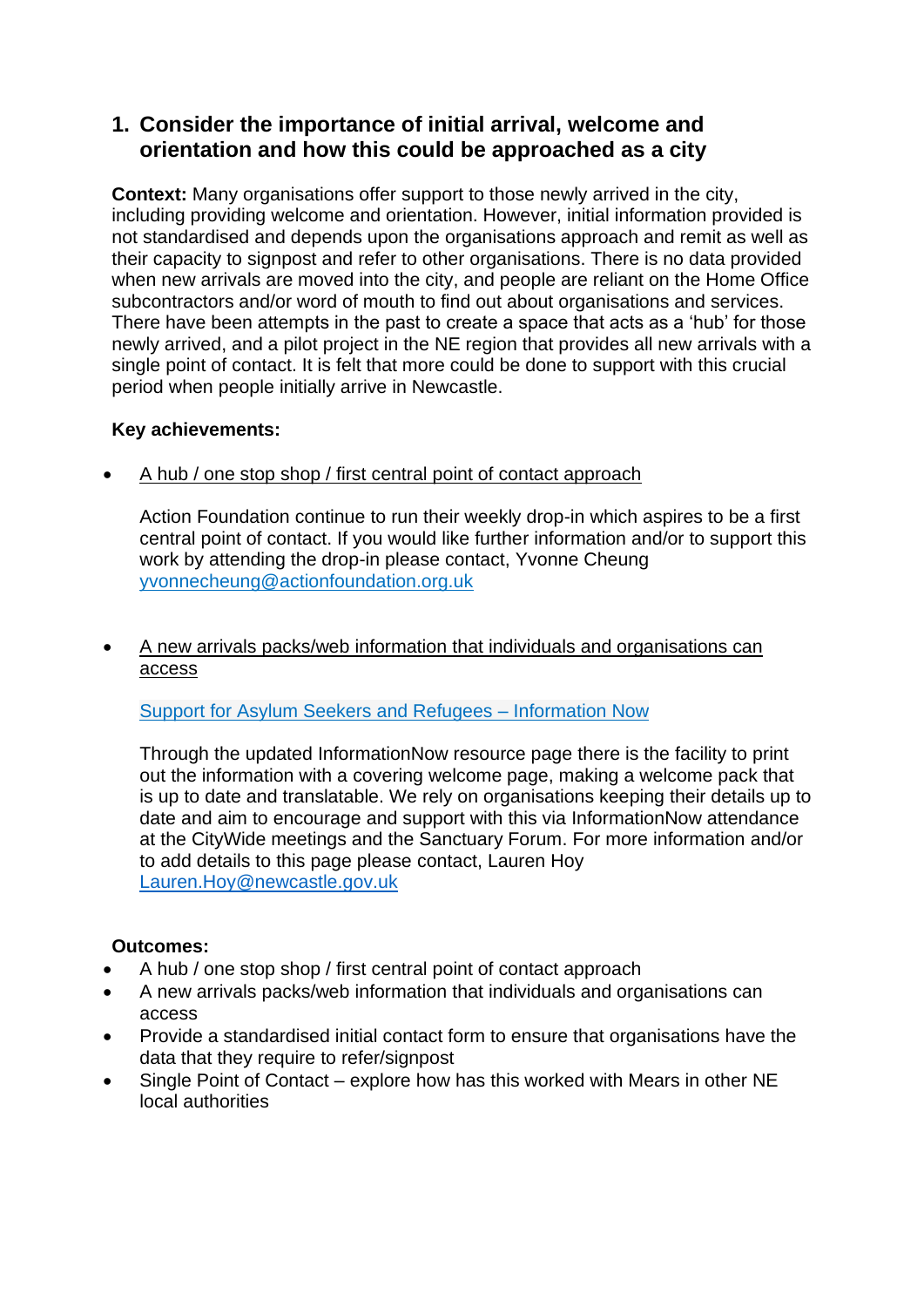## 1. Consider the importance of initial arrival, welcome and orientation and how this could be approached as a city

**Context:** Many organisations offer support to those newly arrived in the city, including providing welcome and orientation. However, initial information provided is not standardised and depends upon the organisations approach and remit as well as their capacity to signpost and refer to other organisations. There is no data provided when new arrivals are moved into the city, and people are reliant on the Home Office subcontractors and/or word of mouth to find out about organisations and services. There have been attempts in the past to create a space that acts as a 'hub' for those newly arrived, and a pilot project in the NE region that provides all new arrivals with a single point of contact. It is felt that more could be done to support with this crucial period when people initially arrive in Newcastle.

**Key achievements:**

- <u>A hub / one stop shop / first central point of contact approach</u>

  Action Foundation continue to run their weekly drop-in which aspires to be a first central point of contact. If you would like further information and/or to support this work by attending the drop-in please contact, Yvonne Cheung [yvonnecheung@actionfoundation.org.uk](mailto:yvonnecheung@actionfoundation.org.uk)

- <u>A new arrivals packs/web information that individuals and organisations can access</u>

  [Support for Asylum Seekers and Refugees – Information Now]()

  Through the updated InformationNow resource page there is the facility to print out the information with a covering welcome page, making a welcome pack that is up to date and translatable. We rely on organisations keeping their details up to date and aim to encourage and support with this via InformationNow attendance at the CityWide meetings and the Sanctuary Forum. For more information and/or to add details to this page please contact, Lauren Hoy [Lauren.Hoy@newcastle.gov.uk](mailto:Lauren.Hoy@newcastle.gov.uk)

**Outcomes:**

- A hub / one stop shop / first central point of contact approach
- A new arrivals packs/web information that individuals and organisations can access
- Provide a standardised initial contact form to ensure that organisations have the data that they require to refer/signpost
- Single Point of Contact – explore how has this worked with Mears in other NE local authorities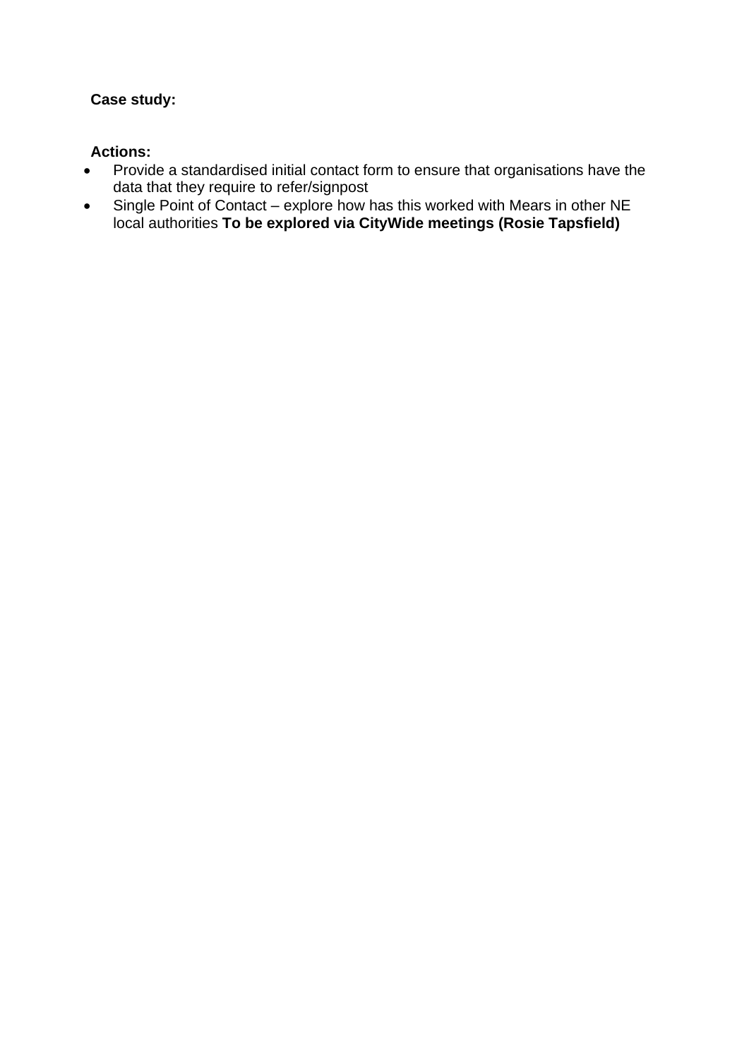**Case study:**

**Actions:**

- Provide a standardised initial contact form to ensure that organisations have the data that they require to refer/signpost
- Single Point of Contact – explore how has this worked with Mears in other NE local authorities **To be explored via CityWide meetings (Rosie Tapsfield)**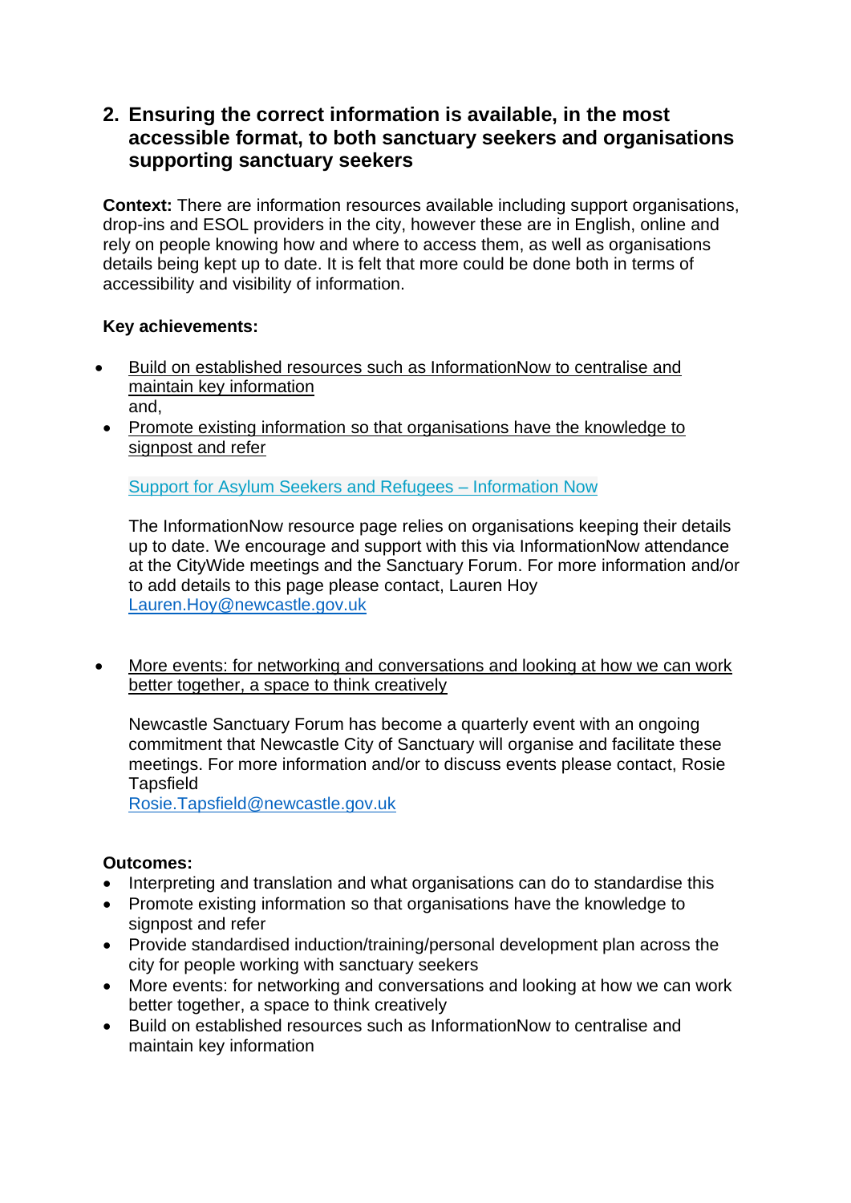## 2. Ensuring the correct information is available, in the most accessible format, to both sanctuary seekers and organisations supporting sanctuary seekers

**Context:** There are information resources available including support organisations, drop-ins and ESOL providers in the city, however these are in English, online and rely on people knowing how and where to access them, as well as organisations details being kept up to date. It is felt that more could be done both in terms of accessibility and visibility of information.

**Key achievements:**

- Build on established resources such as InformationNow to centralise and maintain key information
  and,
- Promote existing information so that organisations have the knowledge to signpost and refer

  Support for Asylum Seekers and Refugees – Information Now

  The InformationNow resource page relies on organisations keeping their details up to date. We encourage and support with this via InformationNow attendance at the CityWide meetings and the Sanctuary Forum. For more information and/or to add details to this page please contact, Lauren Hoy
  Lauren.Hoy@newcastle.gov.uk

- More events: for networking and conversations and looking at how we can work better together, a space to think creatively

  Newcastle Sanctuary Forum has become a quarterly event with an ongoing commitment that Newcastle City of Sanctuary will organise and facilitate these meetings. For more information and/or to discuss events please contact, Rosie Tapsfield
  Rosie.Tapsfield@newcastle.gov.uk

**Outcomes:**

- Interpreting and translation and what organisations can do to standardise this
- Promote existing information so that organisations have the knowledge to signpost and refer
- Provide standardised induction/training/personal development plan across the city for people working with sanctuary seekers
- More events: for networking and conversations and looking at how we can work better together, a space to think creatively
- Build on established resources such as InformationNow to centralise and maintain key information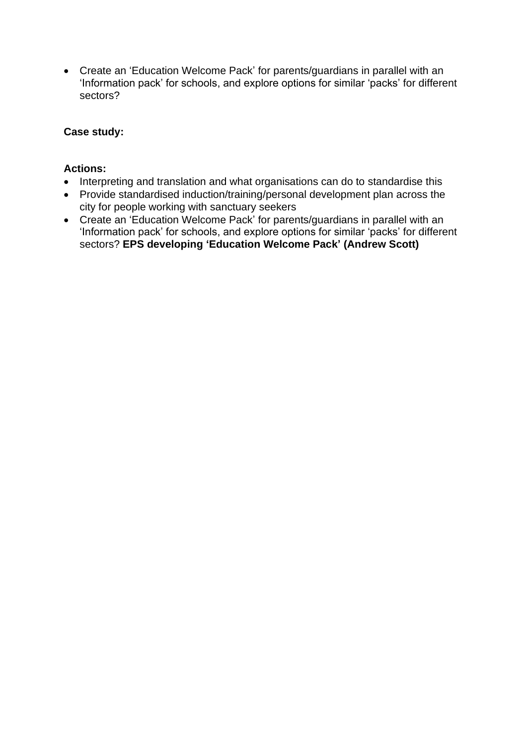- Create an 'Education Welcome Pack' for parents/guardians in parallel with an 'Information pack' for schools, and explore options for similar 'packs' for different sectors?

**Case study:**

**Actions:**

- Interpreting and translation and what organisations can do to standardise this
- Provide standardised induction/training/personal development plan across the city for people working with sanctuary seekers
- Create an 'Education Welcome Pack' for parents/guardians in parallel with an 'Information pack' for schools, and explore options for similar 'packs' for different sectors? **EPS developing 'Education Welcome Pack' (Andrew Scott)**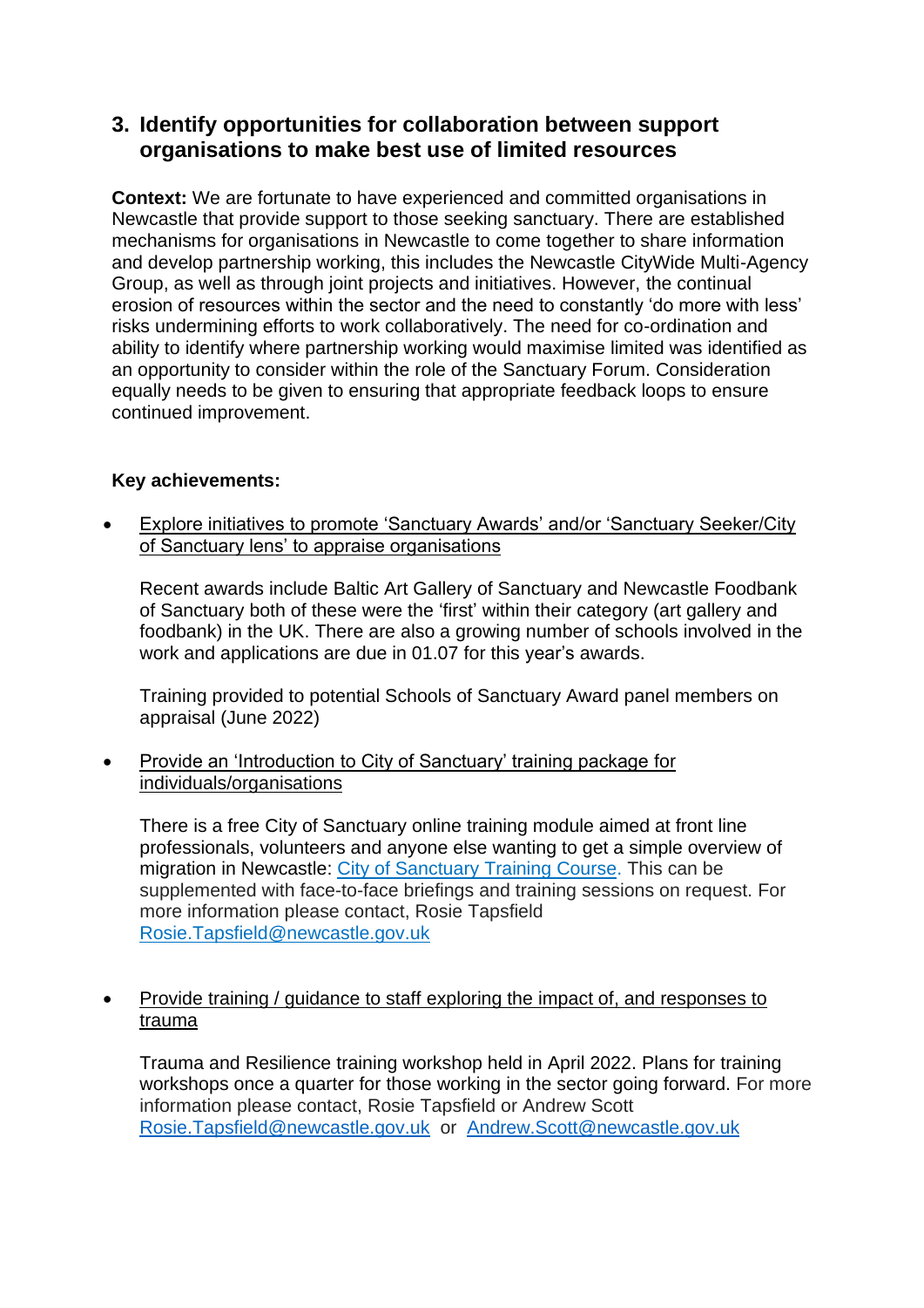## 3. Identify opportunities for collaboration between support organisations to make best use of limited resources

**Context:** We are fortunate to have experienced and committed organisations in Newcastle that provide support to those seeking sanctuary. There are established mechanisms for organisations in Newcastle to come together to share information and develop partnership working, this includes the Newcastle CityWide Multi-Agency Group, as well as through joint projects and initiatives. However, the continual erosion of resources within the sector and the need to constantly 'do more with less' risks undermining efforts to work collaboratively. The need for co-ordination and ability to identify where partnership working would maximise limited was identified as an opportunity to consider within the role of the Sanctuary Forum. Consideration equally needs to be given to ensuring that appropriate feedback loops to ensure continued improvement.

**Key achievements:**

- Explore initiatives to promote 'Sanctuary Awards' and/or 'Sanctuary Seeker/City of Sanctuary lens' to appraise organisations

  Recent awards include Baltic Art Gallery of Sanctuary and Newcastle Foodbank of Sanctuary both of these were the 'first' within their category (art gallery and foodbank) in the UK. There are also a growing number of schools involved in the work and applications are due in 01.07 for this year's awards.

  Training provided to potential Schools of Sanctuary Award panel members on appraisal (June 2022)

- Provide an 'Introduction to City of Sanctuary' training package for individuals/organisations

  There is a free City of Sanctuary online training module aimed at front line professionals, volunteers and anyone else wanting to get a simple overview of migration in Newcastle: City of Sanctuary Training Course. This can be supplemented with face-to-face briefings and training sessions on request. For more information please contact, Rosie Tapsfield Rosie.Tapsfield@newcastle.gov.uk

- Provide training / guidance to staff exploring the impact of, and responses to trauma

  Trauma and Resilience training workshop held in April 2022. Plans for training workshops once a quarter for those working in the sector going forward. For more information please contact, Rosie Tapsfield or Andrew Scott Rosie.Tapsfield@newcastle.gov.uk or Andrew.Scott@newcastle.gov.uk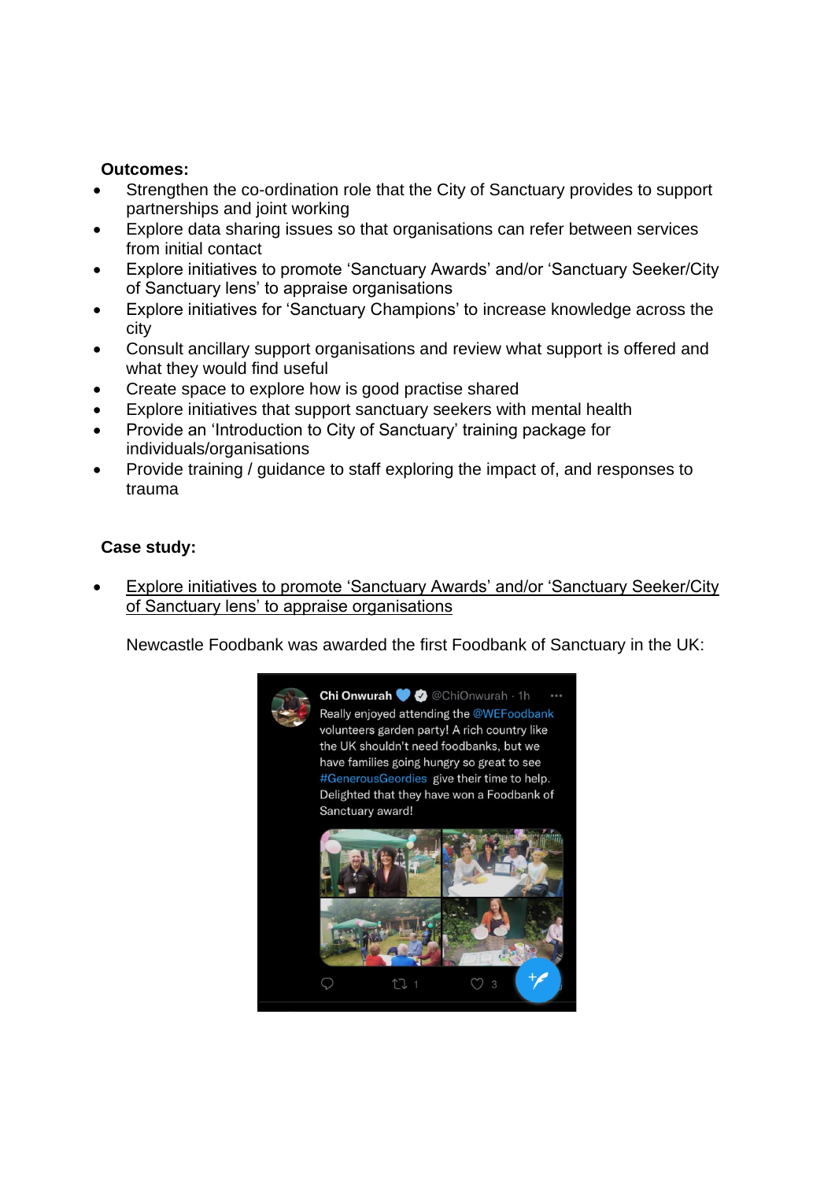**Outcomes:**

- Strengthen the co-ordination role that the City of Sanctuary provides to support partnerships and joint working
- Explore data sharing issues so that organisations can refer between services from initial contact
- Explore initiatives to promote 'Sanctuary Awards' and/or 'Sanctuary Seeker/City of Sanctuary lens' to appraise organisations
- Explore initiatives for 'Sanctuary Champions' to increase knowledge across the city
- Consult ancillary support organisations and review what support is offered and what they would find useful
- Create space to explore how is good practise shared
- Explore initiatives that support sanctuary seekers with mental health
- Provide an 'Introduction to City of Sanctuary' training package for individuals/organisations
- Provide training / guidance to staff exploring the impact of, and responses to trauma

**Case study:**

- Explore initiatives to promote 'Sanctuary Awards' and/or 'Sanctuary Seeker/City of Sanctuary lens' to appraise organisations

  Newcastle Foodbank was awarded the first Foodbank of Sanctuary in the UK: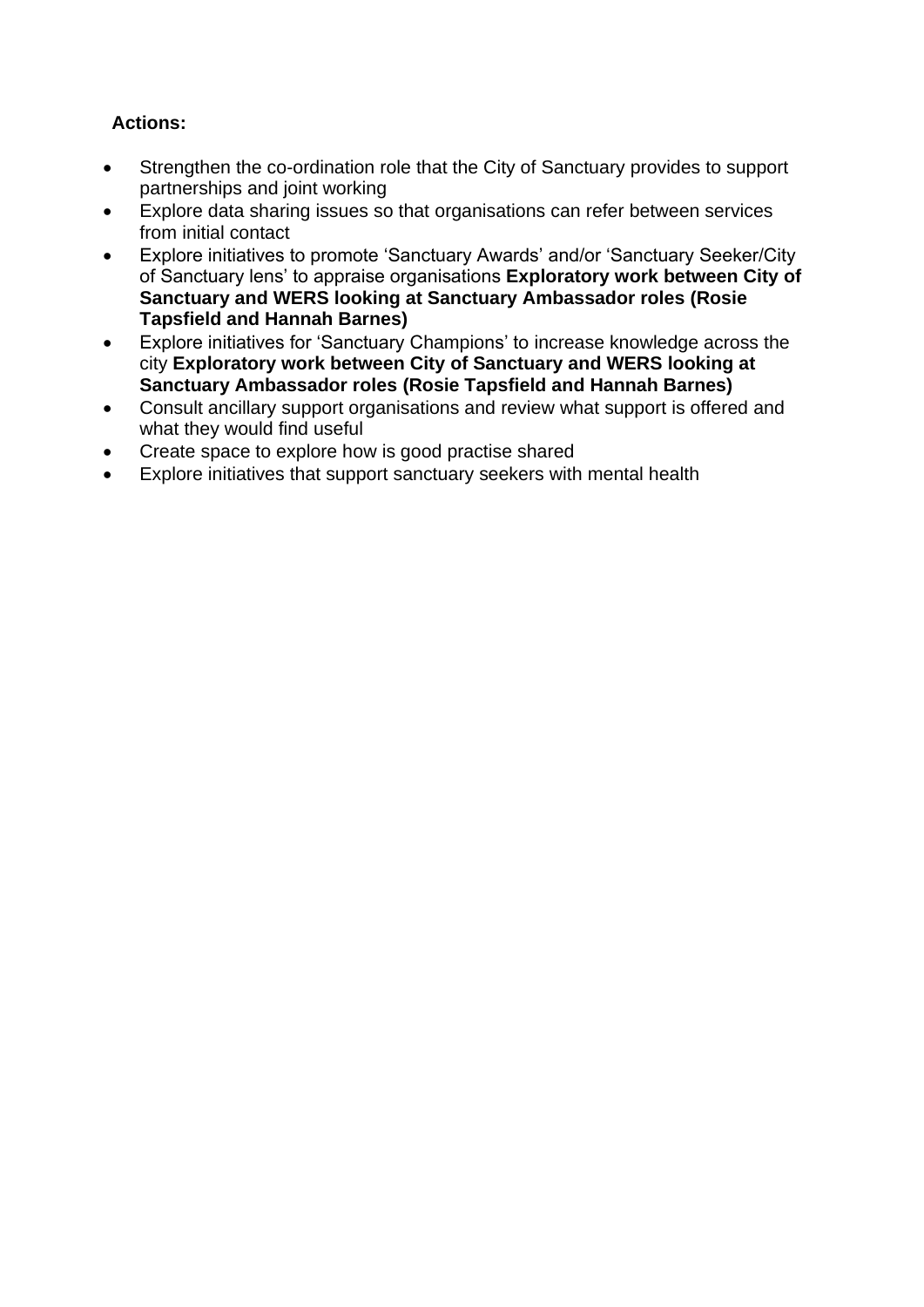**Actions:**

- Strengthen the co-ordination role that the City of Sanctuary provides to support partnerships and joint working
- Explore data sharing issues so that organisations can refer between services from initial contact
- Explore initiatives to promote 'Sanctuary Awards' and/or 'Sanctuary Seeker/City of Sanctuary lens' to appraise organisations **Exploratory work between City of Sanctuary and WERS looking at Sanctuary Ambassador roles (Rosie Tapsfield and Hannah Barnes)**
- Explore initiatives for 'Sanctuary Champions' to increase knowledge across the city **Exploratory work between City of Sanctuary and WERS looking at Sanctuary Ambassador roles (Rosie Tapsfield and Hannah Barnes)**
- Consult ancillary support organisations and review what support is offered and what they would find useful
- Create space to explore how is good practise shared
- Explore initiatives that support sanctuary seekers with mental health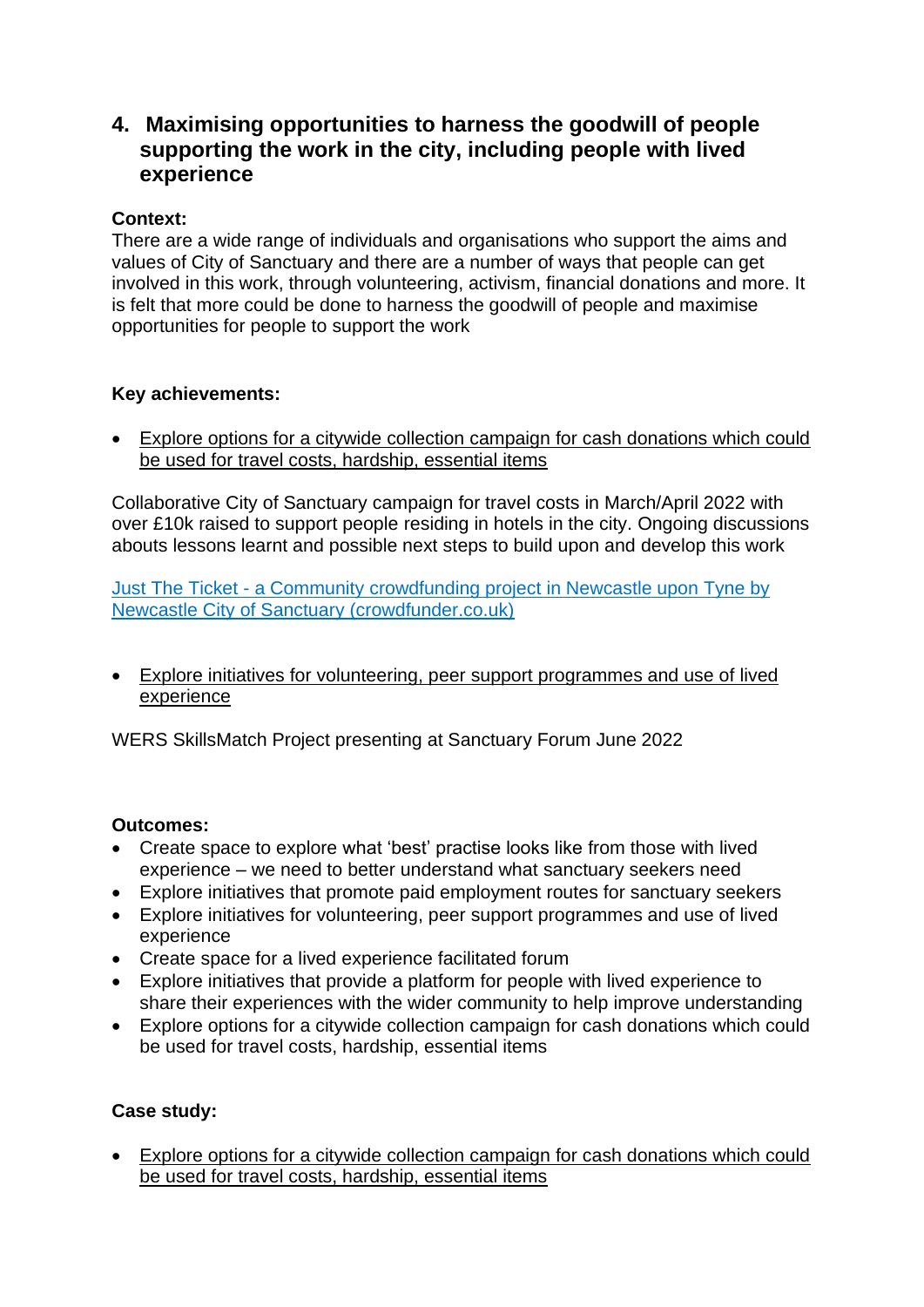## 4. Maximising opportunities to harness the goodwill of people supporting the work in the city, including people with lived experience

**Context:**
There are a wide range of individuals and organisations who support the aims and values of City of Sanctuary and there are a number of ways that people can get involved in this work, through volunteering, activism, financial donations and more. It is felt that more could be done to harness the goodwill of people and maximise opportunities for people to support the work

**Key achievements:**

- <u>Explore options for a citywide collection campaign for cash donations which could be used for travel costs, hardship, essential items</u>

Collaborative City of Sanctuary campaign for travel costs in March/April 2022 with over £10k raised to support people residing in hotels in the city. Ongoing discussions abouts lessons learnt and possible next steps to build upon and develop this work

[Just The Ticket - a Community crowdfunding project in Newcastle upon Tyne by Newcastle City of Sanctuary (crowdfunder.co.uk)]

- <u>Explore initiatives for volunteering, peer support programmes and use of lived experience</u>

WERS SkillsMatch Project presenting at Sanctuary Forum June 2022

**Outcomes:**
- Create space to explore what 'best' practise looks like from those with lived experience – we need to better understand what sanctuary seekers need
- Explore initiatives that promote paid employment routes for sanctuary seekers
- Explore initiatives for volunteering, peer support programmes and use of lived experience
- Create space for a lived experience facilitated forum
- Explore initiatives that provide a platform for people with lived experience to share their experiences with the wider community to help improve understanding
- Explore options for a citywide collection campaign for cash donations which could be used for travel costs, hardship, essential items

**Case study:**

- <u>Explore options for a citywide collection campaign for cash donations which could be used for travel costs, hardship, essential items</u>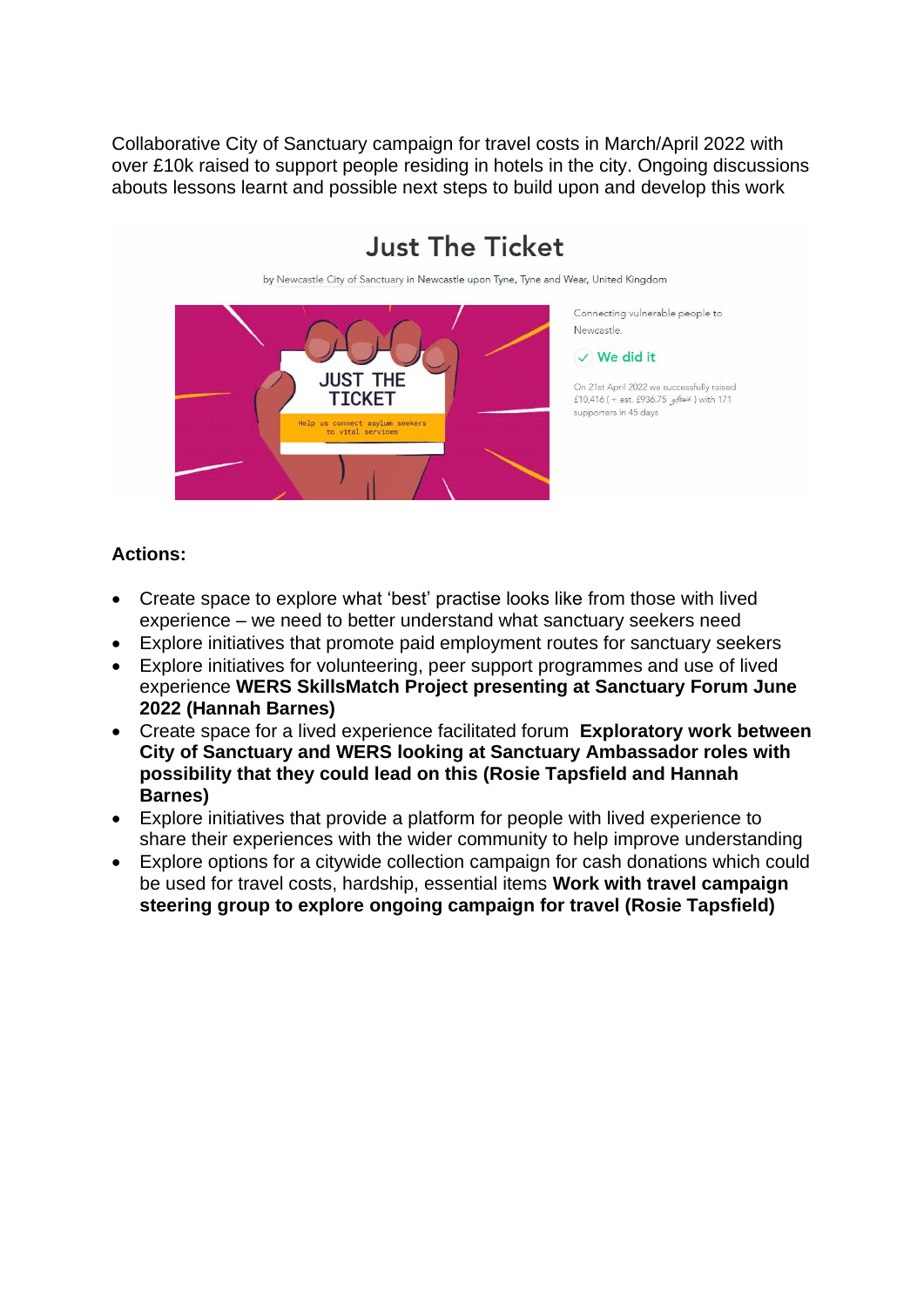Collaborative City of Sanctuary campaign for travel costs in March/April 2022 with over £10k raised to support people residing in hotels in the city. Ongoing discussions abouts lessons learnt and possible next steps to build upon and develop this work

Just The Ticket

by Newcastle City of Sanctuary in Newcastle upon Tyne, Tyne and Wear, United Kingdom

Connecting vulnerable people to Newcastle.

We did it

On 21st April 2022 we successfully raised £10,416 ( + est. £936.75 giftaid ) with 171 supporters in 45 days

**Actions:**

- Create space to explore what 'best' practise looks like from those with lived experience – we need to better understand what sanctuary seekers need
- Explore initiatives that promote paid employment routes for sanctuary seekers
- Explore initiatives for volunteering, peer support programmes and use of lived experience **WERS SkillsMatch Project presenting at Sanctuary Forum June 2022 (Hannah Barnes)**
- Create space for a lived experience facilitated forum **Exploratory work between City of Sanctuary and WERS looking at Sanctuary Ambassador roles with possibility that they could lead on this (Rosie Tapsfield and Hannah Barnes)**
- Explore initiatives that provide a platform for people with lived experience to share their experiences with the wider community to help improve understanding
- Explore options for a citywide collection campaign for cash donations which could be used for travel costs, hardship, essential items **Work with travel campaign steering group to explore ongoing campaign for travel (Rosie Tapsfield)**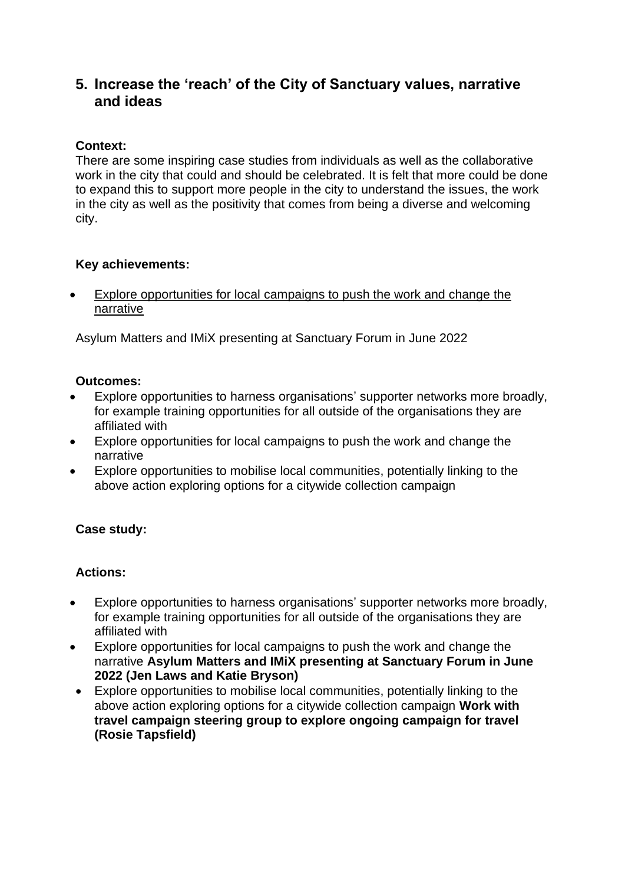## 5. Increase the 'reach' of the City of Sanctuary values, narrative and ideas

**Context:**
There are some inspiring case studies from individuals as well as the collaborative work in the city that could and should be celebrated. It is felt that more could be done to expand this to support more people in the city to understand the issues, the work in the city as well as the positivity that comes from being a diverse and welcoming city.

**Key achievements:**

- Explore opportunities for local campaigns to push the work and change the narrative

Asylum Matters and IMiX presenting at Sanctuary Forum in June 2022

**Outcomes:**

- Explore opportunities to harness organisations' supporter networks more broadly, for example training opportunities for all outside of the organisations they are affiliated with
- Explore opportunities for local campaigns to push the work and change the narrative
- Explore opportunities to mobilise local communities, potentially linking to the above action exploring options for a citywide collection campaign

**Case study:**

**Actions:**

- Explore opportunities to harness organisations' supporter networks more broadly, for example training opportunities for all outside of the organisations they are affiliated with
- Explore opportunities for local campaigns to push the work and change the narrative **Asylum Matters and IMiX presenting at Sanctuary Forum in June 2022 (Jen Laws and Katie Bryson)**
- Explore opportunities to mobilise local communities, potentially linking to the above action exploring options for a citywide collection campaign **Work with travel campaign steering group to explore ongoing campaign for travel (Rosie Tapsfield)**